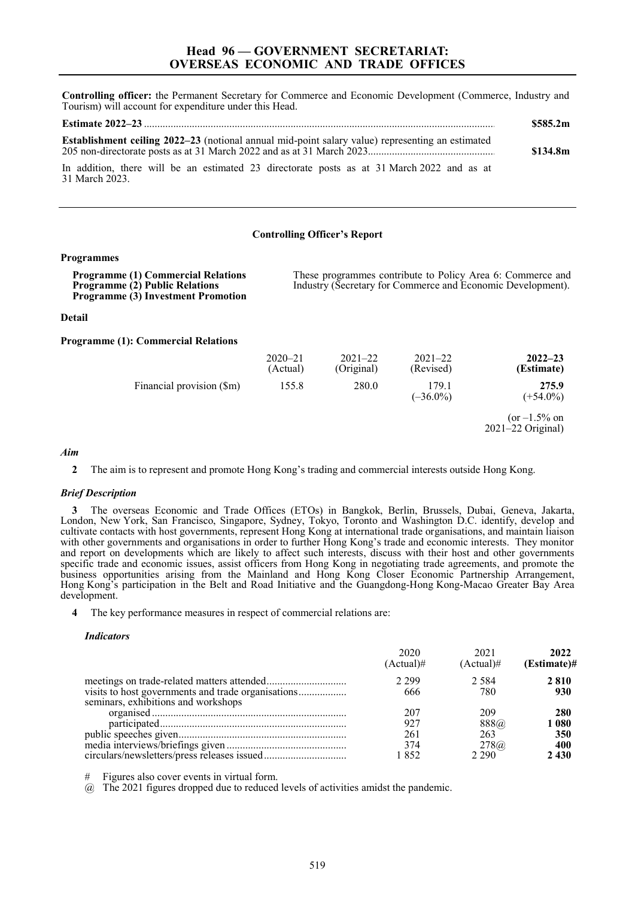# Head 96 — GOVERNMENT SECRETARIAT: OVERSEAS ECONOMIC AND TRADE OFFICES

**Controlling officer:** the Permanent Secretary for Commerce and Economic Development (Commerce, Industry and Tourism) will account for expenditure under this Head.

| | |
|---|---|
| **Estimate 2022–23** | **$585.2m** |
| **Establishment ceiling 2022–23** (notional annual mid-point salary value) representing an estimated 205 non-directorate posts as at 31 March 2022 and as at 31 March 2023 | **$134.8m** |

In addition, there will be an estimated 23 directorate posts as at 31 March 2022 and as at 31 March 2023.

## Controlling Officer's Report

### Programmes

| | |
|---|---|
| **Programme (1) Commercial Relations**<br>**Programme (2) Public Relations**<br>**Programme (3) Investment Promotion** | These programmes contribute to Policy Area 6: Commerce and Industry (Secretary for Commerce and Economic Development). |

### Detail

#### Programme (1): Commercial Relations

| | 2020–21 (Actual) | 2021–22 (Original) | 2021–22 (Revised) | **2022–23 (Estimate)** |
|---|---|---|---|---|
| Financial provision ($m) | 155.8 | 280.0 | 179.1 (–36.0%) | **275.9** (+54.0%) |
| | | | | (or –1.5% on 2021–22 Original) |

*Aim*

**2** The aim is to represent and promote Hong Kong's trading and commercial interests outside Hong Kong.

*Brief Description*

**3** The overseas Economic and Trade Offices (ETOs) in Bangkok, Berlin, Brussels, Dubai, Geneva, Jakarta, London, New York, San Francisco, Singapore, Sydney, Tokyo, Toronto and Washington D.C. identify, develop and cultivate contacts with host governments, represent Hong Kong at international trade organisations, and maintain liaison with other governments and organisations in order to further Hong Kong's trade and economic interests. They monitor and report on developments which are likely to affect such interests, discuss with their host and other governments specific trade and economic issues, assist officers from Hong Kong in negotiating trade agreements, and promote the business opportunities arising from the Mainland and Hong Kong Closer Economic Partnership Arrangement, Hong Kong's participation in the Belt and Road Initiative and the Guangdong-Hong Kong-Macao Greater Bay Area development.

**4** The key performance measures in respect of commercial relations are:

*Indicators*

| | 2020 (Actual)# | 2021 (Actual)# | **2022 (Estimate)#** |
|---|---|---|---|
| meetings on trade-related matters attended | 2 299 | 2 584 | **2 810** |
| visits to host governments and trade organisations | 666 | 780 | **930** |
| seminars, exhibitions and workshops | | | |
| organised | 207 | 209 | **280** |
| participated | 927 | 888@ | **1 080** |
| public speeches given | 261 | 263 | **350** |
| media interviews/briefings given | 374 | 278@ | **400** |
| circulars/newsletters/press releases issued | 1 852 | 2 290 | **2 430** |

\# Figures also cover events in virtual form.

@ The 2021 figures dropped due to reduced levels of activities amidst the pandemic.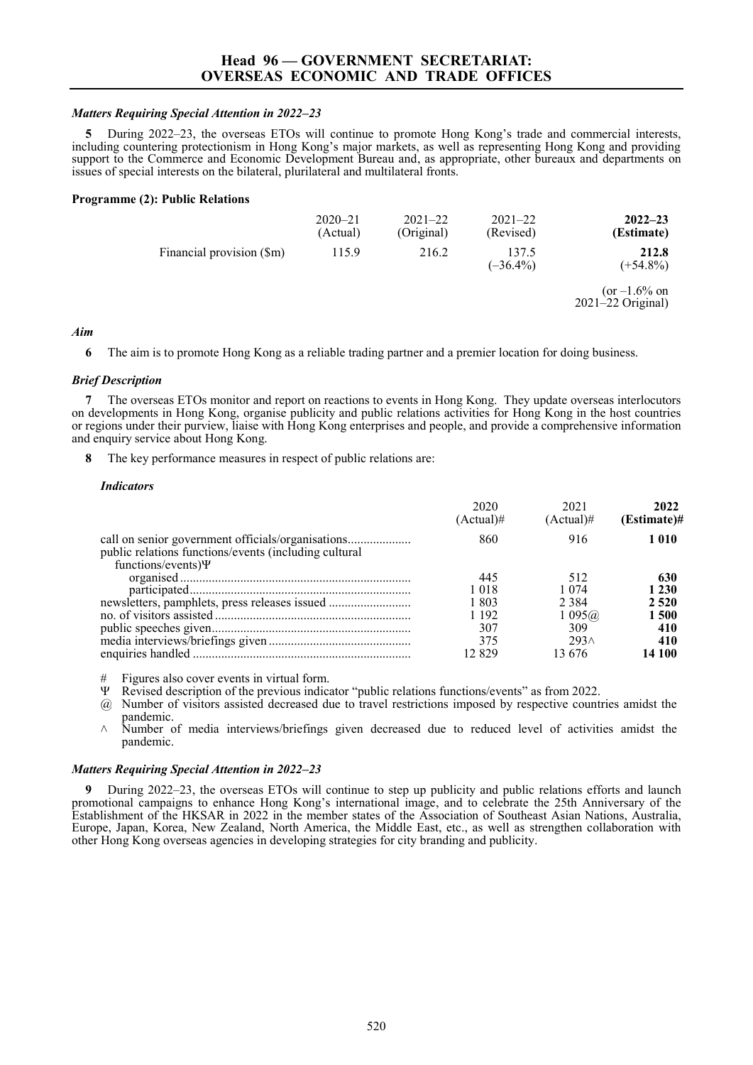# Head 96 — GOVERNMENT SECRETARIAT: OVERSEAS ECONOMIC AND TRADE OFFICES

### *Matters Requiring Special Attention in 2022–23*

**5** During 2022–23, the overseas ETOs will continue to promote Hong Kong's trade and commercial interests, including countering protectionism in Hong Kong's major markets, as well as representing Hong Kong and providing support to the Commerce and Economic Development Bureau and, as appropriate, other bureaux and departments on issues of special interests on the bilateral, plurilateral and multilateral fronts.

## Programme (2): Public Relations

| | 2020–21 (Actual) | 2021–22 (Original) | 2021–22 (Revised) | **2022–23 (Estimate)** |
|---|---|---|---|---|
| Financial provision ($m) | 115.9 | 216.2 | 137.5 (–36.4%) | **212.8** (+54.8%) |
| | | | | (or –1.6% on 2021–22 Original) |

### *Aim*

**6** The aim is to promote Hong Kong as a reliable trading partner and a premier location for doing business.

### *Brief Description*

**7** The overseas ETOs monitor and report on reactions to events in Hong Kong. They update overseas interlocutors on developments in Hong Kong, organise publicity and public relations activities for Hong Kong in the host countries or regions under their purview, liaise with Hong Kong enterprises and people, and provide a comprehensive information and enquiry service about Hong Kong.

**8** The key performance measures in respect of public relations are:

#### *Indicators*

| | 2020 (Actual)# | 2021 (Actual)# | **2022 (Estimate)#** |
|---|---|---|---|
| call on senior government officials/organisations | 860 | 916 | **1 010** |
| public relations functions/events (including cultural functions/events)Ψ | | | |
| organised | 445 | 512 | **630** |
| participated | 1 018 | 1 074 | **1 230** |
| newsletters, pamphlets, press releases issued | 1 803 | 2 384 | **2 520** |
| no. of visitors assisted | 1 192 | 1 095@ | **1 500** |
| public speeches given | 307 | 309 | **410** |
| media interviews/briefings given | 375 | 293∧ | **410** |
| enquiries handled | 12 829 | 13 676 | **14 100** |

\# Figures also cover events in virtual form.

Ψ Revised description of the previous indicator "public relations functions/events" as from 2022.

@ Number of visitors assisted decreased due to travel restrictions imposed by respective countries amidst the pandemic.

∧ Number of media interviews/briefings given decreased due to reduced level of activities amidst the pandemic.

### *Matters Requiring Special Attention in 2022–23*

**9** During 2022–23, the overseas ETOs will continue to step up publicity and public relations efforts and launch promotional campaigns to enhance Hong Kong's international image, and to celebrate the 25th Anniversary of the Establishment of the HKSAR in 2022 in the member states of the Association of Southeast Asian Nations, Australia, Europe, Japan, Korea, New Zealand, North America, the Middle East, etc., as well as strengthen collaboration with other Hong Kong overseas agencies in developing strategies for city branding and publicity.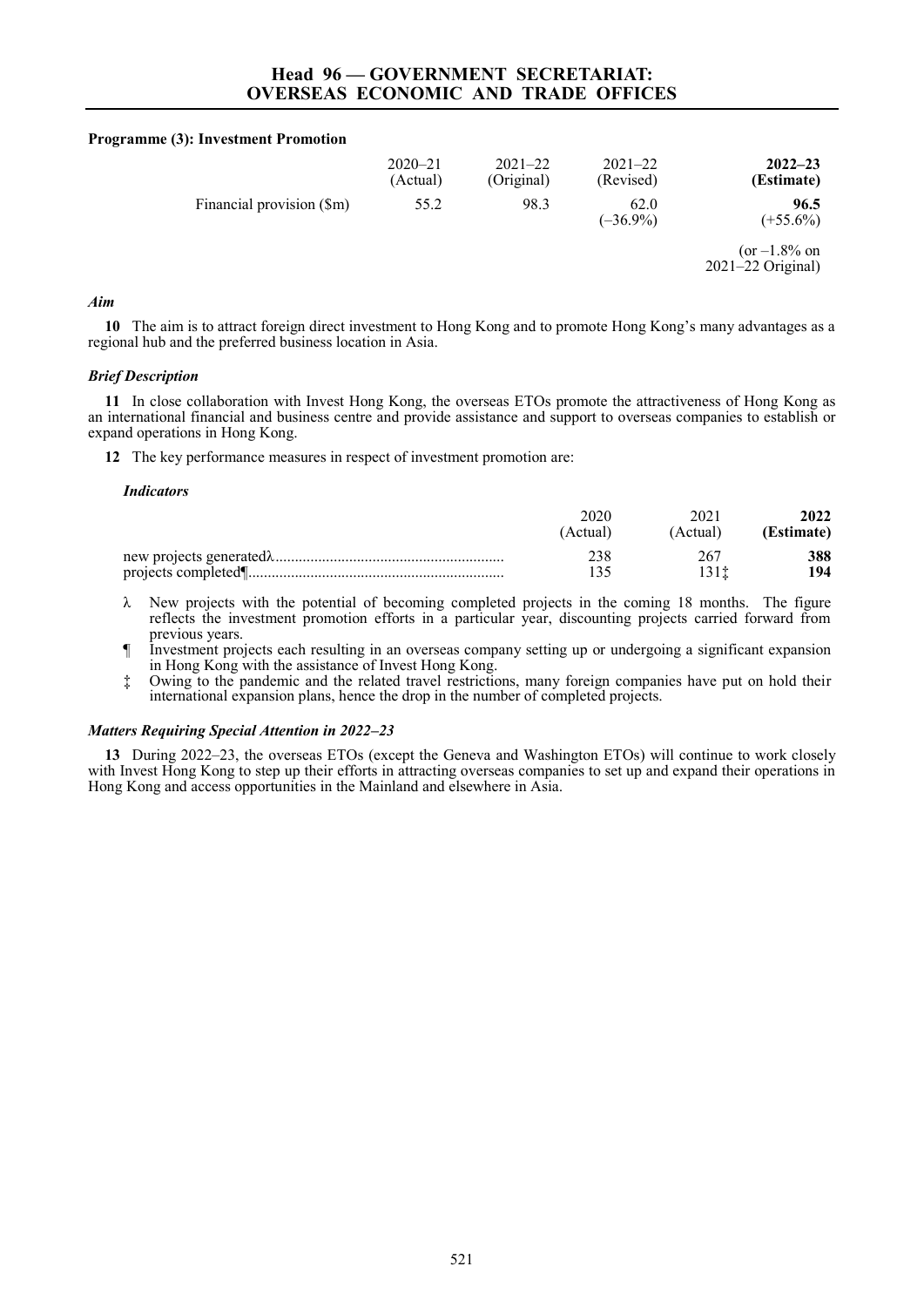**Programme (3): Investment Promotion**

| | 2020–21 (Actual) | 2021–22 (Original) | 2021–22 (Revised) | **2022–23 (Estimate)** |
|---|---|---|---|---|
| Financial provision ($m) | 55.2 | 98.3 | 62.0 (–36.9%) | **96.5** (+55.6%) |
| | | | | (or –1.8% on 2021–22 Original) |

### *Aim*

**10** The aim is to attract foreign direct investment to Hong Kong and to promote Hong Kong's many advantages as a regional hub and the preferred business location in Asia.

### *Brief Description*

**11** In close collaboration with Invest Hong Kong, the overseas ETOs promote the attractiveness of Hong Kong as an international financial and business centre and provide assistance and support to overseas companies to establish or expand operations in Hong Kong.

**12** The key performance measures in respect of investment promotion are:

*Indicators*

| | 2020 (Actual) | 2021 (Actual) | **2022 (Estimate)** |
|---|---|---|---|
| new projects generatedλ | 238 | 267 | **388** |
| projects completed¶ | 135 | 131‡ | **194** |

λ New projects with the potential of becoming completed projects in the coming 18 months. The figure reflects the investment promotion efforts in a particular year, discounting projects carried forward from previous years.

¶ Investment projects each resulting in an overseas company setting up or undergoing a significant expansion in Hong Kong with the assistance of Invest Hong Kong.

‡ Owing to the pandemic and the related travel restrictions, many foreign companies have put on hold their international expansion plans, hence the drop in the number of completed projects.

### *Matters Requiring Special Attention in 2022–23*

**13** During 2022–23, the overseas ETOs (except the Geneva and Washington ETOs) will continue to work closely with Invest Hong Kong to step up their efforts in attracting overseas companies to set up and expand their operations in Hong Kong and access opportunities in the Mainland and elsewhere in Asia.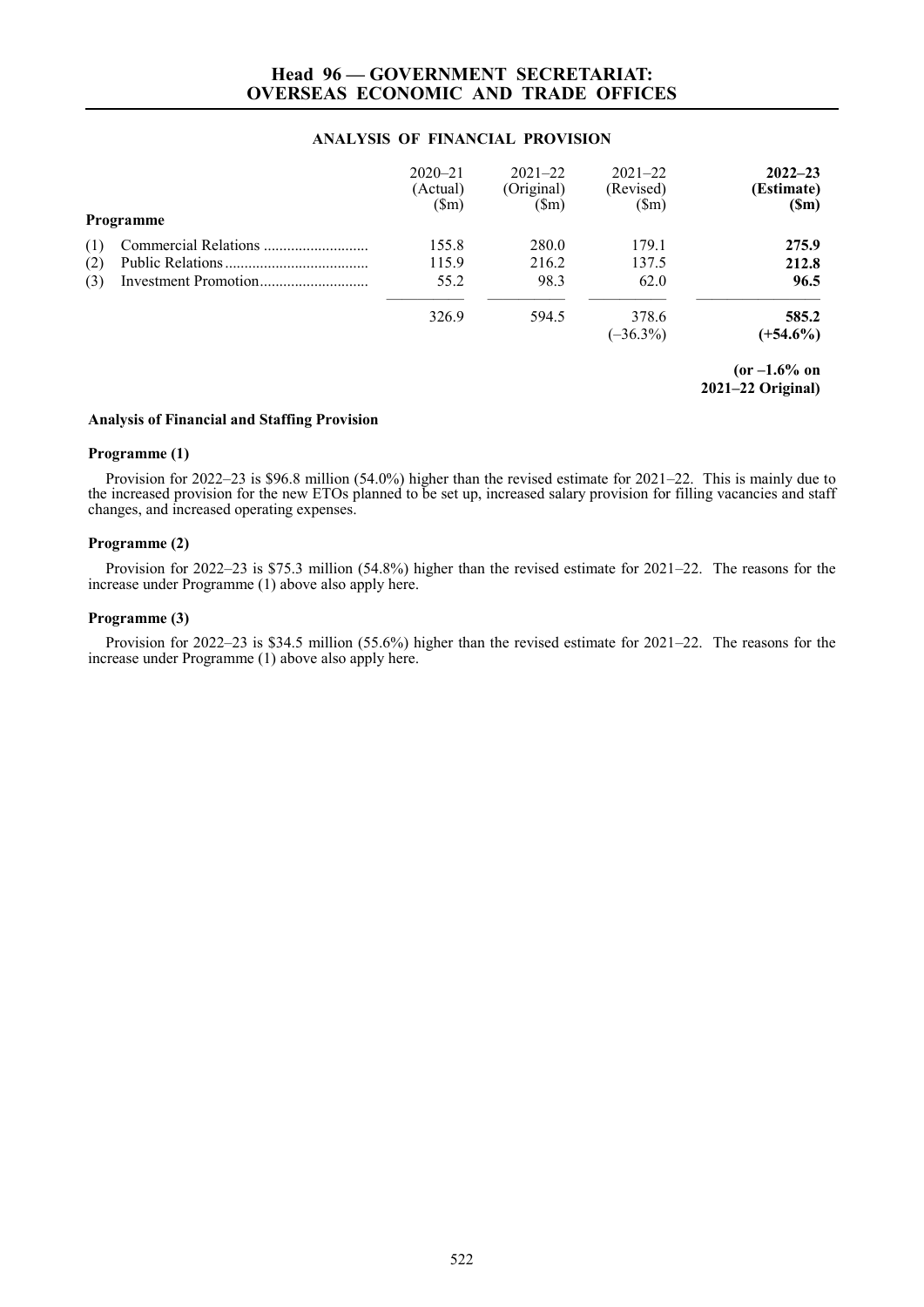# Head 96 — GOVERNMENT SECRETARIAT: OVERSEAS ECONOMIC AND TRADE OFFICES

## ANALYSIS OF FINANCIAL PROVISION

| Programme | 2020–21 (Actual) ($m) | 2021–22 (Original) ($m) | 2021–22 (Revised) ($m) | **2022–23 (Estimate) ($m)** |
|---|---|---|---|---|
| (1) Commercial Relations | 155.8 | 280.0 | 179.1 | **275.9** |
| (2) Public Relations | 115.9 | 216.2 | 137.5 | **212.8** |
| (3) Investment Promotion | 55.2 | 98.3 | 62.0 | **96.5** |
| | 326.9 | 594.5 | 378.6 (–36.3%) | **585.2 (+54.6%)** |
| | | | | **(or –1.6% on 2021–22 Original)** |

### Analysis of Financial and Staffing Provision

#### Programme (1)

Provision for 2022–23 is $96.8 million (54.0%) higher than the revised estimate for 2021–22. This is mainly due to the increased provision for the new ETOs planned to be set up, increased salary provision for filling vacancies and staff changes, and increased operating expenses.

#### Programme (2)

Provision for 2022–23 is $75.3 million (54.8%) higher than the revised estimate for 2021–22. The reasons for the increase under Programme (1) above also apply here.

#### Programme (3)

Provision for 2022–23 is $34.5 million (55.6%) higher than the revised estimate for 2021–22. The reasons for the increase under Programme (1) above also apply here.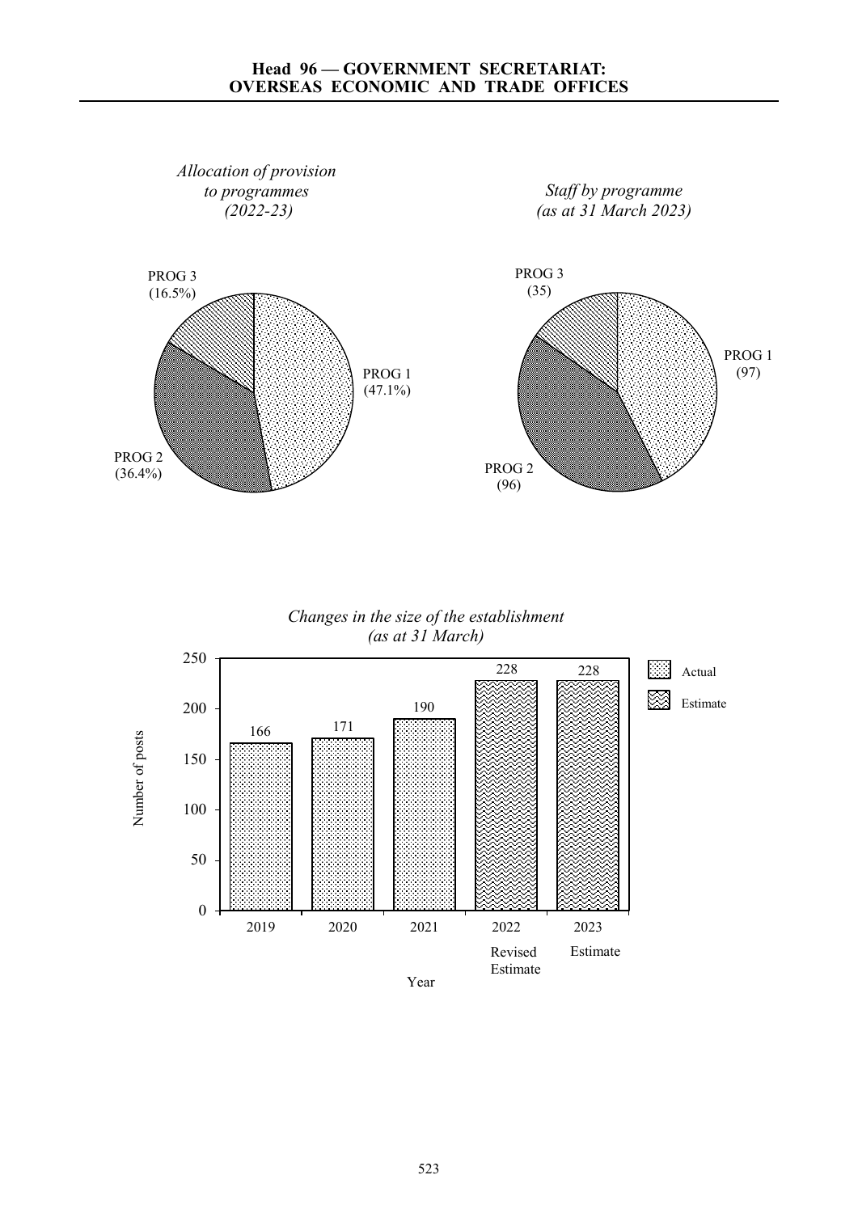# Head 96 — GOVERNMENT SECRETARIAT: OVERSEAS ECONOMIC AND TRADE OFFICES

*Allocation of provision to programmes (2022-23)*

| Programme | Allocation |
| --- | --- |
| PROG 1 | 47.1% |
| PROG 2 | 36.4% |
| PROG 3 | 16.5% |

*Staff by programme (as at 31 March 2023)*

| Programme | Staff |
| --- | --- |
| PROG 1 | 97 |
| PROG 2 | 96 |
| PROG 3 | 35 |

*Changes in the size of the establishment (as at 31 March)*

| Year | Number of posts | Type |
| --- | --- | --- |
| 2019 | 166 | Actual |
| 2020 | 171 | Actual |
| 2021 | 190 | Actual |
| 2022 Revised Estimate | 228 | Estimate |
| 2023 Estimate | 228 | Estimate |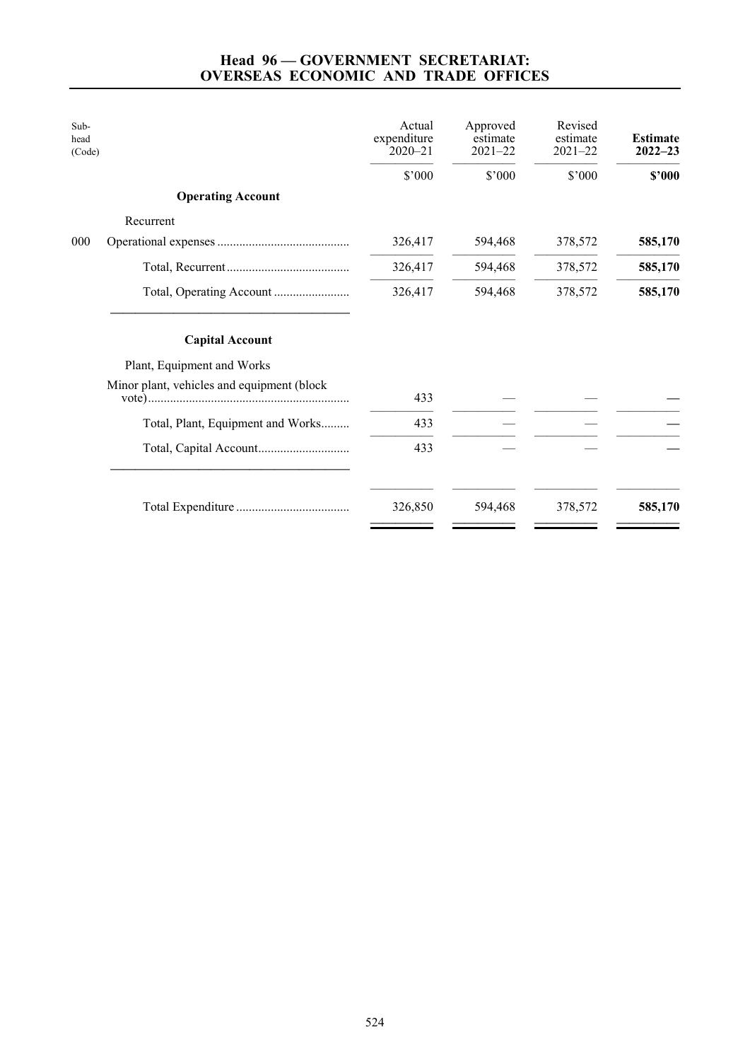## Head 96 — GOVERNMENT SECRETARIAT: OVERSEAS ECONOMIC AND TRADE OFFICES

| Sub-head (Code) | | Actual expenditure 2020–21 | Approved estimate 2021–22 | Revised estimate 2021–22 | **Estimate 2022–23** |
|---|---|---|---|---|---|
| | | $'000 | $'000 | $'000 | **$'000** |
| | **Operating Account** | | | | |
| | Recurrent | | | | |
| 000 | Operational expenses | 326,417 | 594,468 | 378,572 | **585,170** |
| | Total, Recurrent | 326,417 | 594,468 | 378,572 | **585,170** |
| | Total, Operating Account | 326,417 | 594,468 | 378,572 | **585,170** |
| | **Capital Account** | | | | |
| | Plant, Equipment and Works | | | | |
| | Minor plant, vehicles and equipment (block vote) | 433 | — | — | **—** |
| | Total, Plant, Equipment and Works | 433 | — | — | **—** |
| | Total, Capital Account | 433 | — | — | **—** |
| | Total Expenditure | 326,850 | 594,468 | 378,572 | **585,170** |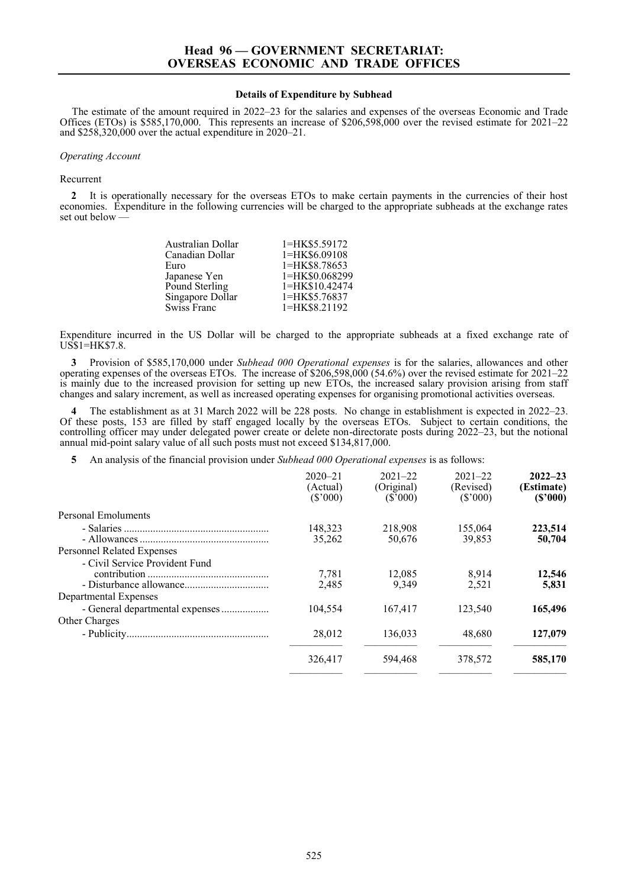# Head 96 — GOVERNMENT SECRETARIAT: OVERSEAS ECONOMIC AND TRADE OFFICES

**Details of Expenditure by Subhead**

The estimate of the amount required in 2022–23 for the salaries and expenses of the overseas Economic and Trade Offices (ETOs) is $585,170,000. This represents an increase of $206,598,000 over the revised estimate for 2021–22 and $258,320,000 over the actual expenditure in 2020–21.

*Operating Account*

Recurrent

**2** It is operationally necessary for the overseas ETOs to make certain payments in the currencies of their host economies. Expenditure in the following currencies will be charged to the appropriate subheads at the exchange rates set out below —

| | |
|---|---|
| Australian Dollar | 1=HK$5.59172 |
| Canadian Dollar | 1=HK$6.09108 |
| Euro | 1=HK$8.78653 |
| Japanese Yen | 1=HK$0.068299 |
| Pound Sterling | 1=HK$10.42474 |
| Singapore Dollar | 1=HK$5.76837 |
| Swiss Franc | 1=HK$8.21192 |

Expenditure incurred in the US Dollar will be charged to the appropriate subheads at a fixed exchange rate of US$1=HK$7.8.

**3** Provision of $585,170,000 under *Subhead 000 Operational expenses* is for the salaries, allowances and other operating expenses of the overseas ETOs. The increase of $206,598,000 (54.6%) over the revised estimate for 2021–22 is mainly due to the increased provision for setting up new ETOs, the increased salary provision arising from staff changes and salary increment, as well as increased operating expenses for organising promotional activities overseas.

**4** The establishment as at 31 March 2022 will be 228 posts. No change in establishment is expected in 2022–23. Of these posts, 153 are filled by staff engaged locally by the overseas ETOs. Subject to certain conditions, the controlling officer may under delegated power create or delete non-directorate posts during 2022–23, but the notional annual mid-point salary value of all such posts must not exceed $134,817,000.

**5** An analysis of the financial provision under *Subhead 000 Operational expenses* is as follows:

| | 2020–21 (Actual) ($'000) | 2021–22 (Original) ($'000) | 2021–22 (Revised) ($'000) | **2022–23 (Estimate) ($'000)** |
|---|---|---|---|---|
| Personal Emoluments | | | | |
| - Salaries | 148,323 | 218,908 | 155,064 | **223,514** |
| - Allowances | 35,262 | 50,676 | 39,853 | **50,704** |
| Personnel Related Expenses | | | | |
| - Civil Service Provident Fund contribution | 7,781 | 12,085 | 8,914 | **12,546** |
| - Disturbance allowance | 2,485 | 9,349 | 2,521 | **5,831** |
| Departmental Expenses | | | | |
| - General departmental expenses | 104,554 | 167,417 | 123,540 | **165,496** |
| Other Charges | | | | |
| - Publicity | 28,012 | 136,033 | 48,680 | **127,079** |
| | 326,417 | 594,468 | 378,572 | **585,170** |